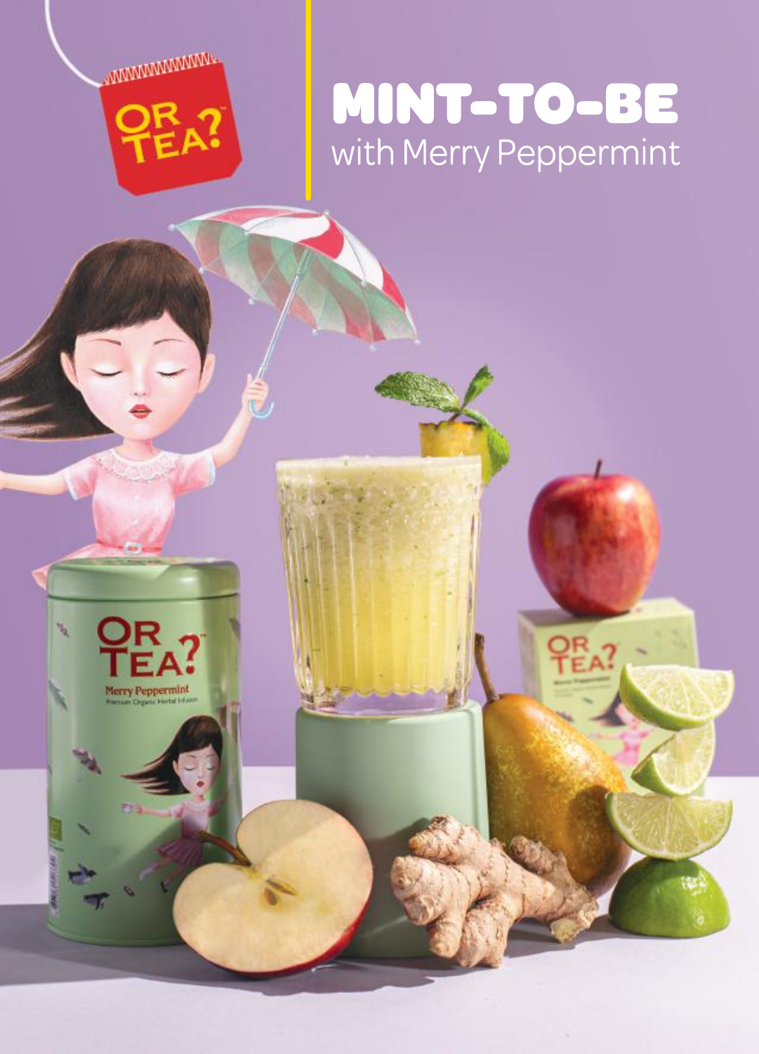# MINT-TO-BE

with Merry Peppermint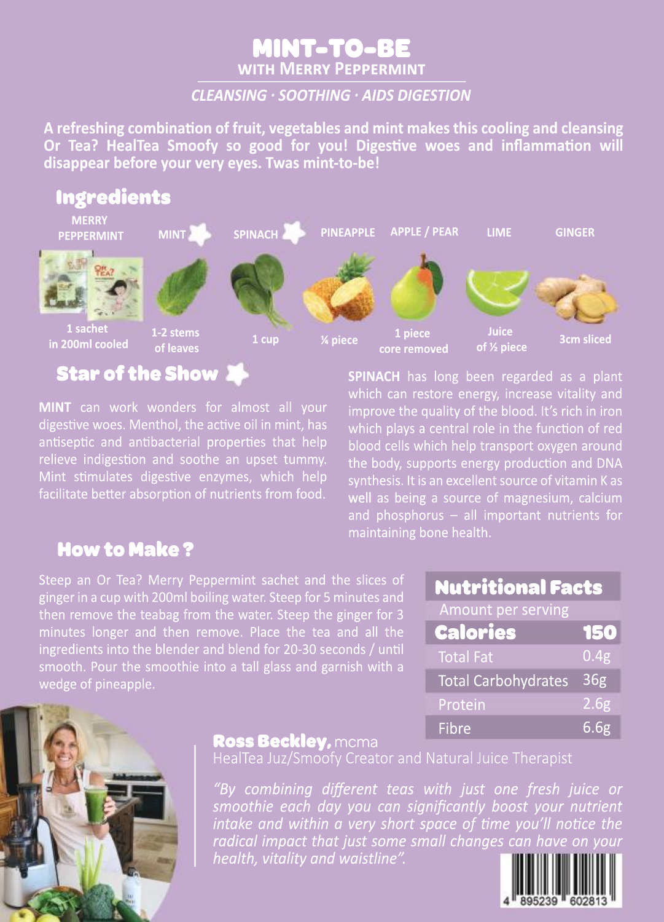# MINT-TO-BE

## WITH MERRY PEPPERMINT

*CLEANSING · SOOTHING · AIDS DIGESTION*

**A refreshing combination of fruit, vegetables and mint makes this cooling and cleansing Or Tea? HealTea Smoofy so good for you! Digestive woes and inflammation will disappear before your very eyes. Twas mint-to-be!**

## Ingredients

| MERRY PEPPERMINT | MINT | SPINACH | PINEAPPLE | APPLE / PEAR | LIME | GINGER |
|---|---|---|---|---|---|---|
| 1 sachet in 200ml cooled | 1-2 stems of leaves | 1 cup | ¼ piece | 1 piece core removed | Juice of ½ piece | 3cm sliced |

## Star of the Show

**MINT** can work wonders for almost all your digestive woes. Menthol, the active oil in mint, has antiseptic and antibacterial properties that help relieve indigestion and soothe an upset tummy. Mint stimulates digestive enzymes, which help facilitate better absorption of nutrients from food.

**SPINACH** has long been regarded as a plant which can restore energy, increase vitality and improve the quality of the blood. It's rich in iron which plays a central role in the function of red blood cells which help transport oxygen around the body, supports energy production and DNA synthesis. It is an excellent source of vitamin K as well as being a source of magnesium, calcium and phosphorus – all important nutrients for maintaining bone health.

## How to Make ?

Steep an Or Tea? Merry Peppermint sachet and the slices of ginger in a cup with 200ml boiling water. Steep for 5 minutes and then remove the teabag from the water. Steep the ginger for 3 minutes longer and then remove. Place the tea and all the ingredients into the blender and blend for 20-30 seconds / until smooth. Pour the smoothie into a tall glass and garnish with a wedge of pineapple.

## Nutritional Facts

| Amount per serving | |
|---|---|
| **Calories** | **150** |
| Total Fat | 0.4g |
| Total Carbohydrates | 36g |
| Protein | 2.6g |
| Fibre | 6.6g |

**Ross Beckley,** mcma
HealTea Juz/Smoofy Creator and Natural Juice Therapist

*"By combining different teas with just one fresh juice or smoothie each day you can significantly boost your nutrient intake and within a very short space of time you'll notice the radical impact that just some small changes can have on your health, vitality and waistline".*

4 895239 602813